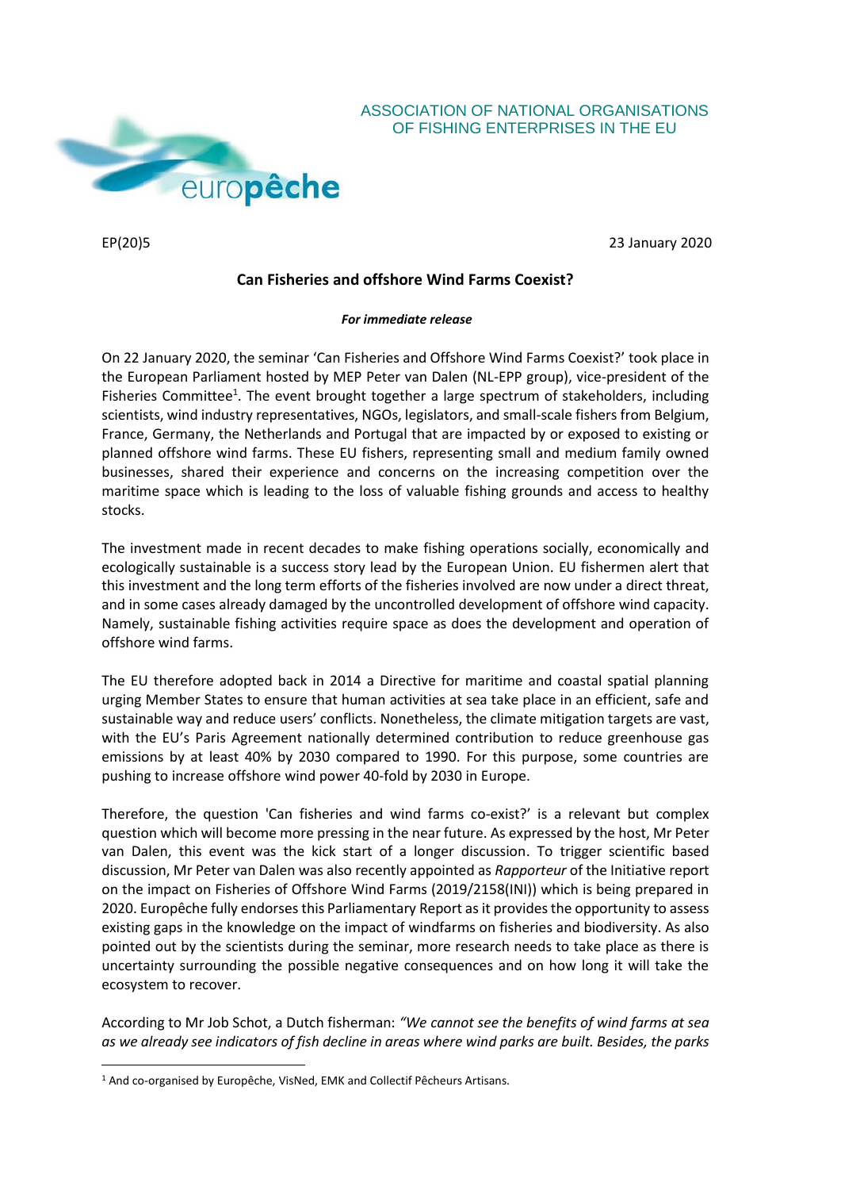ASSOCIATION OF NATIONAL ORGANISATIONS OF FISHING ENTERPRISES IN THE EU

europêche

EP(20)5

23 January 2020

## Can Fisheries and offshore Wind Farms Coexist?

***For immediate release***

On 22 January 2020, the seminar 'Can Fisheries and Offshore Wind Farms Coexist?' took place in the European Parliament hosted by MEP Peter van Dalen (NL-EPP group), vice-president of the Fisheries Committee[1]. The event brought together a large spectrum of stakeholders, including scientists, wind industry representatives, NGOs, legislators, and small-scale fishers from Belgium, France, Germany, the Netherlands and Portugal that are impacted by or exposed to existing or planned offshore wind farms. These EU fishers, representing small and medium family owned businesses, shared their experience and concerns on the increasing competition over the maritime space which is leading to the loss of valuable fishing grounds and access to healthy stocks.

The investment made in recent decades to make fishing operations socially, economically and ecologically sustainable is a success story lead by the European Union. EU fishermen alert that this investment and the long term efforts of the fisheries involved are now under a direct threat, and in some cases already damaged by the uncontrolled development of offshore wind capacity. Namely, sustainable fishing activities require space as does the development and operation of offshore wind farms.

The EU therefore adopted back in 2014 a Directive for maritime and coastal spatial planning urging Member States to ensure that human activities at sea take place in an efficient, safe and sustainable way and reduce users' conflicts. Nonetheless, the climate mitigation targets are vast, with the EU's Paris Agreement nationally determined contribution to reduce greenhouse gas emissions by at least 40% by 2030 compared to 1990. For this purpose, some countries are pushing to increase offshore wind power 40-fold by 2030 in Europe.

Therefore, the question 'Can fisheries and wind farms co-exist?' is a relevant but complex question which will become more pressing in the near future. As expressed by the host, Mr Peter van Dalen, this event was the kick start of a longer discussion. To trigger scientific based discussion, Mr Peter van Dalen was also recently appointed as *Rapporteur* of the Initiative report on the impact on Fisheries of Offshore Wind Farms (2019/2158(INI)) which is being prepared in 2020. Europêche fully endorses this Parliamentary Report as it provides the opportunity to assess existing gaps in the knowledge on the impact of windfarms on fisheries and biodiversity. As also pointed out by the scientists during the seminar, more research needs to take place as there is uncertainty surrounding the possible negative consequences and on how long it will take the ecosystem to recover.

According to Mr Job Schot, a Dutch fisherman: *"We cannot see the benefits of wind farms at sea as we already see indicators of fish decline in areas where wind parks are built. Besides, the parks*

[1] And co-organised by Europêche, VisNed, EMK and Collectif Pêcheurs Artisans.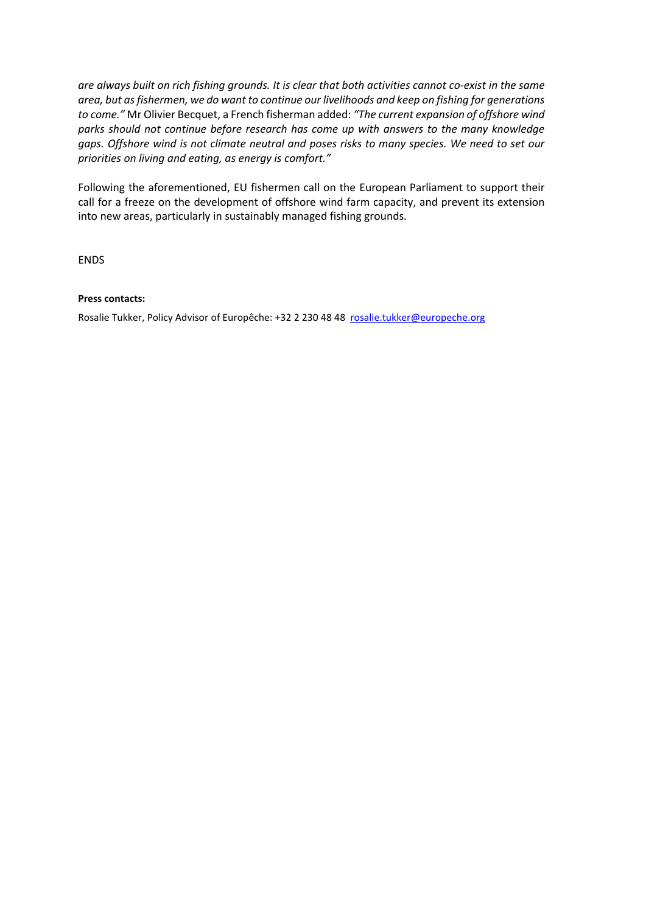*are always built on rich fishing grounds. It is clear that both activities cannot co-exist in the same area, but as fishermen, we do want to continue our livelihoods and keep on fishing for generations to come."* Mr Olivier Becquet, a French fisherman added: *"The current expansion of offshore wind parks should not continue before research has come up with answers to the many knowledge gaps. Offshore wind is not climate neutral and poses risks to many species. We need to set our priorities on living and eating, as energy is comfort."*

Following the aforementioned, EU fishermen call on the European Parliament to support their call for a freeze on the development of offshore wind farm capacity, and prevent its extension into new areas, particularly in sustainably managed fishing grounds.

ENDS

**Press contacts:**

Rosalie Tukker, Policy Advisor of Europêche: +32 2 230 48 48 rosalie.tukker@europeche.org